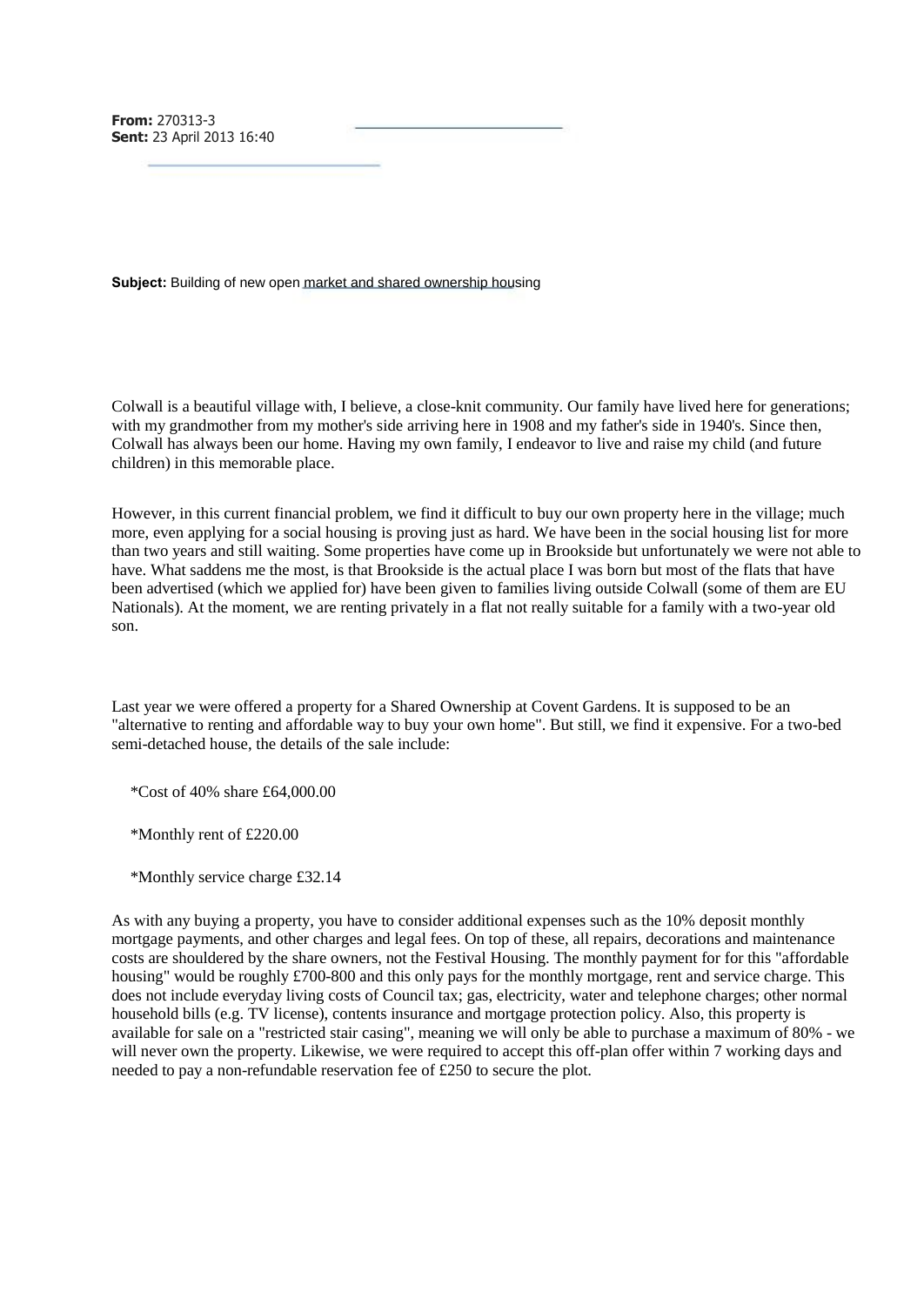**From:** 270313-3
**Sent:** 23 April 2013 16:40

**Subject:** Building of new open market and shared ownership housing

Colwall is a beautiful village with, I believe, a close-knit community. Our family have lived here for generations; with my grandmother from my mother's side arriving here in 1908 and my father's side in 1940's. Since then, Colwall has always been our home. Having my own family, I endeavor to live and raise my child (and future children) in this memorable place.

However, in this current financial problem, we find it difficult to buy our own property here in the village; much more, even applying for a social housing is proving just as hard. We have been in the social housing list for more than two years and still waiting. Some properties have come up in Brookside but unfortunately we were not able to have. What saddens me the most, is that Brookside is the actual place I was born but most of the flats that have been advertised (which we applied for) have been given to families living outside Colwall (some of them are EU Nationals). At the moment, we are renting privately in a flat not really suitable for a family with a two-year old son.

Last year we were offered a property for a Shared Ownership at Covent Gardens. It is supposed to be an "alternative to renting and affordable way to buy your own home". But still, we find it expensive. For a two-bed semi-detached house, the details of the sale include:

*Cost of 40% share £64,000.00

*Monthly rent of £220.00

*Monthly service charge £32.14

As with any buying a property, you have to consider additional expenses such as the 10% deposit monthly mortgage payments, and other charges and legal fees. On top of these, all repairs, decorations and maintenance costs are shouldered by the share owners, not the Festival Housing. The monthly payment for for this "affordable housing" would be roughly £700-800 and this only pays for the monthly mortgage, rent and service charge. This does not include everyday living costs of Council tax; gas, electricity, water and telephone charges; other normal household bills (e.g. TV license), contents insurance and mortgage protection policy. Also, this property is available for sale on a "restricted stair casing", meaning we will only be able to purchase a maximum of 80% - we will never own the property. Likewise, we were required to accept this off-plan offer within 7 working days and needed to pay a non-refundable reservation fee of £250 to secure the plot.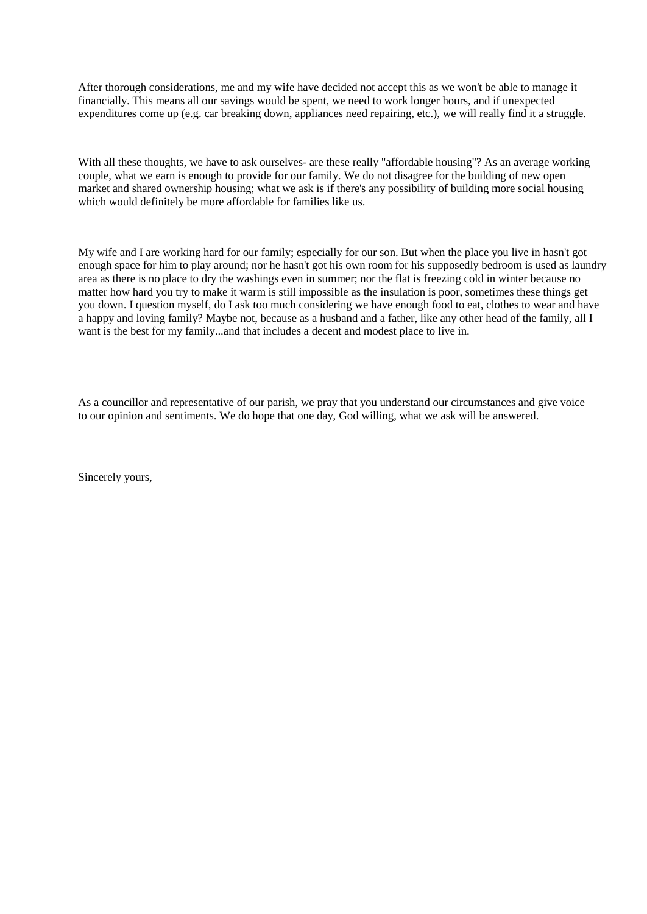After thorough considerations, me and my wife have decided not accept this as we won't be able to manage it financially. This means all our savings would be spent, we need to work longer hours, and if unexpected expenditures come up (e.g. car breaking down, appliances need repairing, etc.), we will really find it a struggle.

With all these thoughts, we have to ask ourselves- are these really "affordable housing"? As an average working couple, what we earn is enough to provide for our family. We do not disagree for the building of new open market and shared ownership housing; what we ask is if there's any possibility of building more social housing which would definitely be more affordable for families like us.

My wife and I are working hard for our family; especially for our son. But when the place you live in hasn't got enough space for him to play around; nor he hasn't got his own room for his supposedly bedroom is used as laundry area as there is no place to dry the washings even in summer; nor the flat is freezing cold in winter because no matter how hard you try to make it warm is still impossible as the insulation is poor, sometimes these things get you down. I question myself, do I ask too much considering we have enough food to eat, clothes to wear and have a happy and loving family? Maybe not, because as a husband and a father, like any other head of the family, all I want is the best for my family...and that includes a decent and modest place to live in.

As a councillor and representative of our parish, we pray that you understand our circumstances and give voice to our opinion and sentiments. We do hope that one day, God willing, what we ask will be answered.

Sincerely yours,